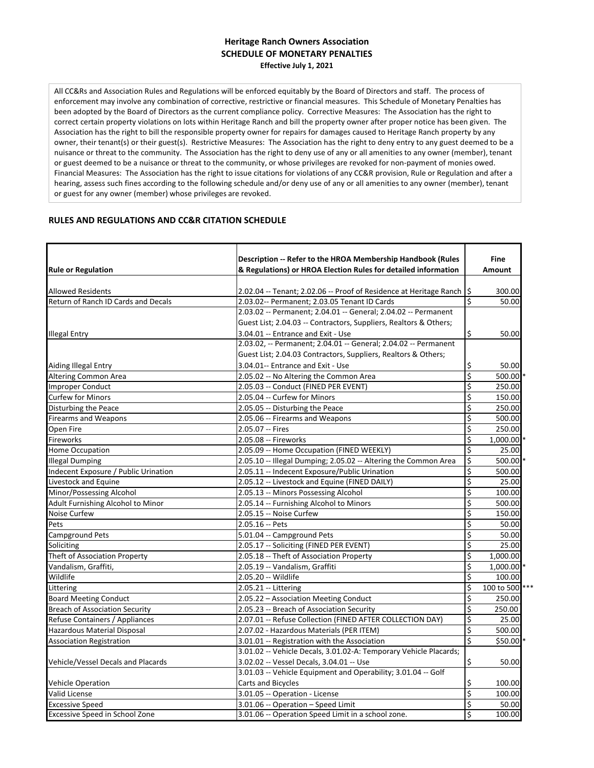# Heritage Ranch Owners Association

## SCHEDULE OF MONETARY PENALTIES

**Effective July 1, 2021**

All CC&Rs and Association Rules and Regulations will be enforced equitably by the Board of Directors and staff. The process of enforcement may involve any combination of corrective, restrictive or financial measures. This Schedule of Monetary Penalties has been adopted by the Board of Directors as the current compliance policy. Corrective Measures: The Association has the right to correct certain property violations on lots within Heritage Ranch and bill the property owner after proper notice has been given. The Association has the right to bill the responsible property owner for repairs for damages caused to Heritage Ranch property by any owner, their tenant(s) or their guest(s). Restrictive Measures: The Association has the right to deny entry to any guest deemed to be a nuisance or threat to the community. The Association has the right to deny use of any or all amenities to any owner (member), tenant or guest deemed to be a nuisance or threat to the community, or whose privileges are revoked for non-payment of monies owed. Financial Measures: The Association has the right to issue citations for violations of any CC&R provision, Rule or Regulation and after a hearing, assess such fines according to the following schedule and/or deny use of any or all amenities to any owner (member), tenant or guest for any owner (member) whose privileges are revoked.

### RULES AND REGULATIONS AND CC&R CITATION SCHEDULE

| Rule or Regulation | Description -- Refer to the HROA Membership Handbook (Rules & Regulations) or HROA Election Rules for detailed information | Fine Amount |
|---|---|---|
| Allowed Residents | 2.02.04 -- Tenant; 2.02.06 -- Proof of Residence at Heritage Ranch | $ 300.00 |
| Return of Ranch ID Cards and Decals | 2.03.02-- Permanent; 2.03.05 Tenant ID Cards | $ 50.00 |
| Illegal Entry | 2.03.02 -- Permanent; 2.04.01 -- General; 2.04.02 -- Permanent Guest List; 2.04.03 -- Contractors, Suppliers, Realtors & Others; 3.04.01 -- Entrance and Exit - Use | $ 50.00 |
| Aiding Illegal Entry | 2.03.02, -- Permanent; 2.04.01 -- General; 2.04.02 -- Permanent Guest List; 2.04.03 Contractors, Suppliers, Realtors & Others; 3.04.01-- Entrance and Exit - Use | $ 50.00 |
| Altering Common Area | 2.05.02 -- No Altering the Common Area | $ 500.00 * |
| Improper Conduct | 2.05.03 -- Conduct (FINED PER EVENT) | $ 250.00 |
| Curfew for Minors | 2.05.04 -- Curfew for Minors | $ 150.00 |
| Disturbing the Peace | 2.05.05 -- Disturbing the Peace | $ 250.00 |
| Firearms and Weapons | 2.05.06 -- Firearms and Weapons | $ 500.00 |
| Open Fire | 2.05.07 -- Fires | $ 250.00 |
| Fireworks | 2.05.08 -- Fireworks | $ 1,000.00 * |
| Home Occupation | 2.05.09 -- Home Occupation (FINED WEEKLY) | $ 25.00 |
| Illegal Dumping | 2.05.10 -- Illegal Dumping; 2.05.02 -- Altering the Common Area | $ 500.00 * |
| Indecent Exposure / Public Urination | 2.05.11 -- Indecent Exposure/Public Urination | $ 500.00 |
| Livestock and Equine | 2.05.12 -- Livestock and Equine (FINED DAILY) | $ 25.00 |
| Minor/Possessing Alcohol | 2.05.13 -- Minors Possessing Alcohol | $ 100.00 |
| Adult Furnishing Alcohol to Minor | 2.05.14 -- Furnishing Alcohol to Minors | $ 500.00 |
| Noise Curfew | 2.05.15 -- Noise Curfew | $ 150.00 |
| Pets | 2.05.16 -- Pets | $ 50.00 |
| Campground Pets | 5.01.04 -- Campground Pets | $ 50.00 |
| Soliciting | 2.05.17 -- Soliciting (FINED PER EVENT) | $ 25.00 |
| Theft of Association Property | 2.05.18 -- Theft of Association Property | $ 1,000.00 |
| Vandalism, Graffiti, | 2.05.19 -- Vandalism, Graffiti | $ 1,000.00 * |
| Wildlife | 2.05.20 -- Wildlife | $ 100.00 |
| Littering | 2.05.21 -- Littering | $ 100 to 500 *** |
| Board Meeting Conduct | 2.05.22 – Association Meeting Conduct | $ 250.00 |
| Breach of Association Security | 2.05.23 -- Breach of Association Security | $ 250.00 |
| Refuse Containers / Appliances | 2.07.01 -- Refuse Collection (FINED AFTER COLLECTION DAY) | $ 25.00 |
| Hazardous Material Disposal | 2.07.02 - Hazardous Materials (PER ITEM) | $ 500.00 |
| Association Registration | 3.01.01 -- Registration with the Association | $ $50.00 * |
| Vehicle/Vessel Decals and Placards | 3.01.02 -- Vehicle Decals, 3.01.02-A: Temporary Vehicle Placards; 3.02.02 -- Vessel Decals, 3.04.01 -- Use | $ 50.00 |
| Vehicle Operation | 3.01.03 -- Vehicle Equipment and Operability; 3.01.04 -- Golf Carts and Bicycles | $ 100.00 |
| Valid License | 3.01.05 -- Operation - License | $ 100.00 |
| Excessive Speed | 3.01.06 -- Operation – Speed Limit | $ 50.00 |
| Excessive Speed in School Zone | 3.01.06 -- Operation Speed Limit in a school zone. | $ 100.00 |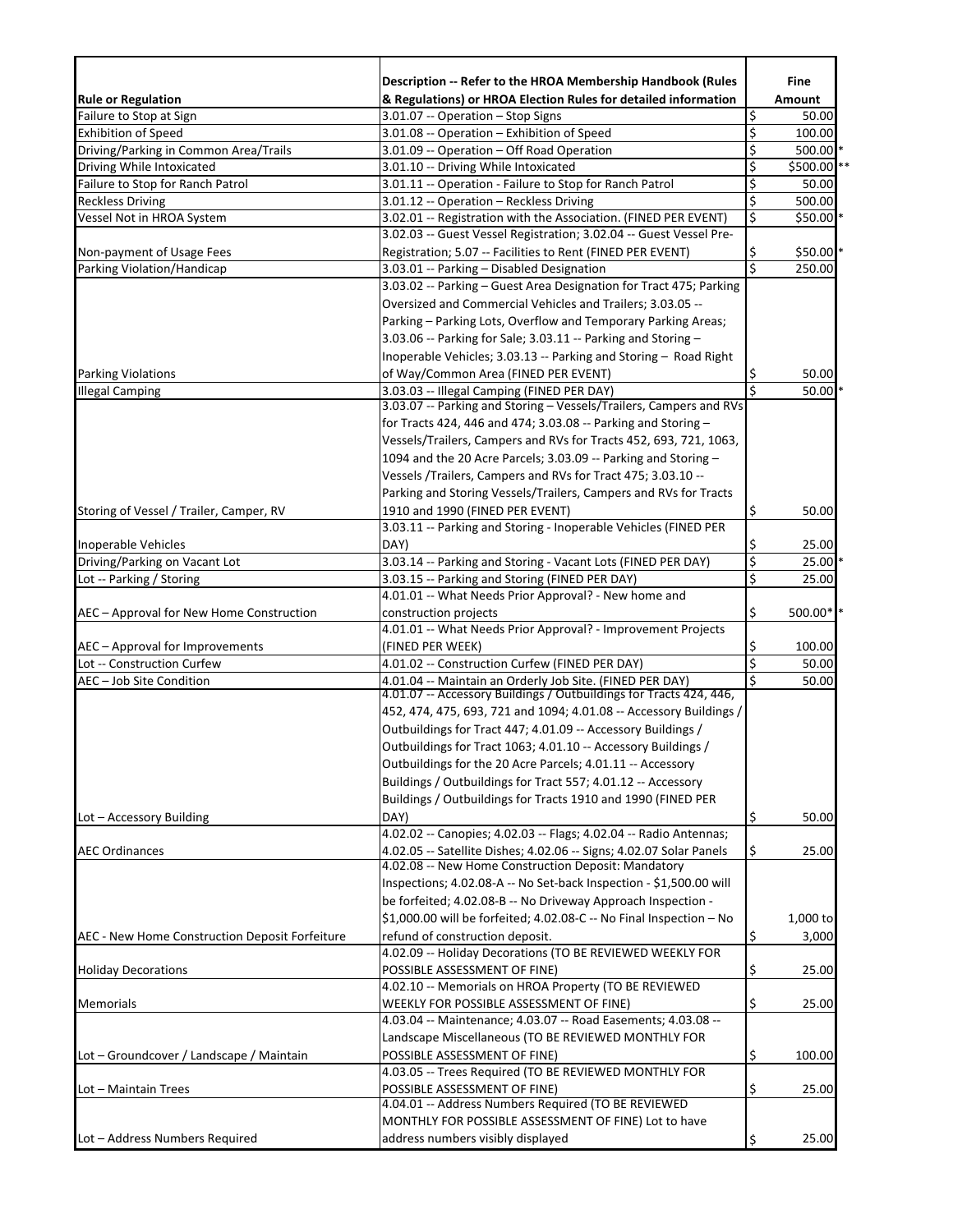| Rule or Regulation | Description -- Refer to the HROA Membership Handbook (Rules & Regulations) or HROA Election Rules for detailed information | Fine Amount |
|---|---|---|
| Failure to Stop at Sign | 3.01.07 -- Operation – Stop Signs | $ 50.00 |
| Exhibition of Speed | 3.01.08 -- Operation – Exhibition of Speed | $ 100.00 |
| Driving/Parking in Common Area/Trails | 3.01.09 -- Operation – Off Road Operation | $ 500.00 * |
| Driving While Intoxicated | 3.01.10 -- Driving While Intoxicated | $ $500.00 ** |
| Failure to Stop for Ranch Patrol | 3.01.11 -- Operation - Failure to Stop for Ranch Patrol | $ 50.00 |
| Reckless Driving | 3.01.12 -- Operation – Reckless Driving | $ 500.00 |
| Vessel Not in HROA System | 3.02.01 -- Registration with the Association. (FINED PER EVENT) | $ $50.00 * |
| Non-payment of Usage Fees | 3.02.03 -- Guest Vessel Registration; 3.02.04 -- Guest Vessel Pre-Registration; 5.07 -- Facilities to Rent (FINED PER EVENT) | $ $50.00 * |
| Parking Violation/Handicap | 3.03.01 -- Parking – Disabled Designation | $ 250.00 |
| Parking Violations | 3.03.02 -- Parking – Guest Area Designation for Tract 475; Parking Oversized and Commercial Vehicles and Trailers; 3.03.05 -- Parking – Parking Lots, Overflow and Temporary Parking Areas; 3.03.06 -- Parking for Sale; 3.03.11 -- Parking and Storing – Inoperable Vehicles; 3.03.13 -- Parking and Storing – Road Right of Way/Common Area (FINED PER EVENT) | $ 50.00 |
| Illegal Camping | 3.03.03 -- Illegal Camping (FINED PER DAY) | $ 50.00 * |
| Storing of Vessel / Trailer, Camper, RV | 3.03.07 -- Parking and Storing – Vessels/Trailers, Campers and RVs for Tracts 424, 446 and 474; 3.03.08 -- Parking and Storing – Vessels/Trailers, Campers and RVs for Tracts 452, 693, 721, 1063, 1094 and the 20 Acre Parcels; 3.03.09 -- Parking and Storing – Vessels /Trailers, Campers and RVs for Tract 475; 3.03.10 -- Parking and Storing Vessels/Trailers, Campers and RVs for Tracts 1910 and 1990 (FINED PER EVENT) | $ 50.00 |
| Inoperable Vehicles | 3.03.11 -- Parking and Storing - Inoperable Vehicles (FINED PER DAY) | $ 25.00 |
| Driving/Parking on Vacant Lot | 3.03.14 -- Parking and Storing - Vacant Lots (FINED PER DAY) | $ 25.00 * |
| Lot -- Parking / Storing | 3.03.15 -- Parking and Storing (FINED PER DAY) | $ 25.00 |
| AEC – Approval for New Home Construction | 4.01.01 -- What Needs Prior Approval? - New home and construction projects | $ 500.00* * |
| AEC – Approval for Improvements | 4.01.01 -- What Needs Prior Approval? - Improvement Projects (FINED PER WEEK) | $ 100.00 |
| Lot -- Construction Curfew | 4.01.02 -- Construction Curfew (FINED PER DAY) | $ 50.00 |
| AEC – Job Site Condition | 4.01.04 -- Maintain an Orderly Job Site. (FINED PER DAY) | $ 50.00 |
| Lot – Accessory Building | 4.01.07 -- Accessory Buildings / Outbuildings for Tracts 424, 446, 452, 474, 475, 693, 721 and 1094; 4.01.08 -- Accessory Buildings / Outbuildings for Tract 447; 4.01.09 -- Accessory Buildings / Outbuildings for Tract 1063; 4.01.10 -- Accessory Buildings / Outbuildings for the 20 Acre Parcels; 4.01.11 -- Accessory Buildings / Outbuildings for Tract 557; 4.01.12 -- Accessory Buildings / Outbuildings for Tracts 1910 and 1990 (FINED PER DAY) | $ 50.00 |
| AEC Ordinances | 4.02.02 -- Canopies; 4.02.03 -- Flags; 4.02.04 -- Radio Antennas; 4.02.05 -- Satellite Dishes; 4.02.06 -- Signs; 4.02.07 Solar Panels | $ 25.00 |
| AEC - New Home Construction Deposit Forfeiture | 4.02.08 -- New Home Construction Deposit: Mandatory Inspections; 4.02.08-A -- No Set-back Inspection - $1,500.00 will be forfeited; 4.02.08-B -- No Driveway Approach Inspection - $1,000.00 will be forfeited; 4.02.08-C -- No Final Inspection – No refund of construction deposit. | $ 1,000 to 3,000 |
| Holiday Decorations | 4.02.09 -- Holiday Decorations (TO BE REVIEWED WEEKLY FOR POSSIBLE ASSESSMENT OF FINE) | $ 25.00 |
| Memorials | 4.02.10 -- Memorials on HROA Property (TO BE REVIEWED WEEKLY FOR POSSIBLE ASSESSMENT OF FINE) | $ 25.00 |
| Lot – Groundcover / Landscape / Maintain | 4.03.04 -- Maintenance; 4.03.07 -- Road Easements; 4.03.08 -- Landscape Miscellaneous (TO BE REVIEWED MONTHLY FOR POSSIBLE ASSESSMENT OF FINE) | $ 100.00 |
| Lot – Maintain Trees | 4.03.05 -- Trees Required (TO BE REVIEWED MONTHLY FOR POSSIBLE ASSESSMENT OF FINE) | $ 25.00 |
| Lot – Address Numbers Required | 4.04.01 -- Address Numbers Required (TO BE REVIEWED MONTHLY FOR POSSIBLE ASSESSMENT OF FINE) Lot to have address numbers visibly displayed | $ 25.00 |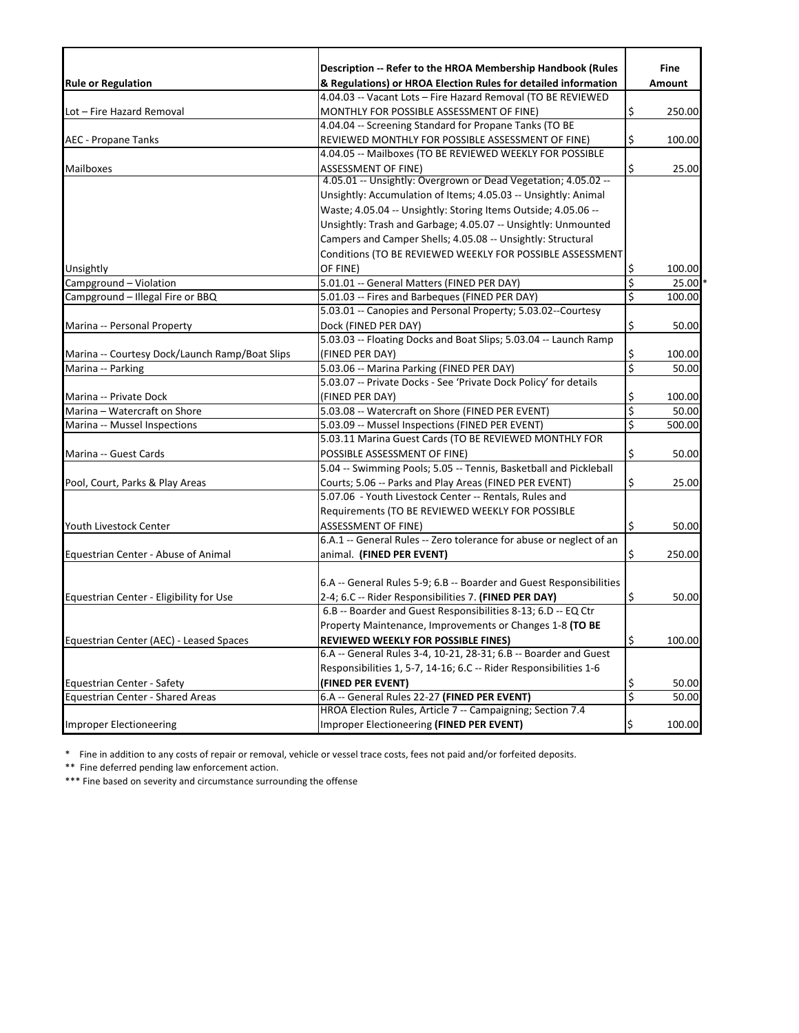| Rule or Regulation | Description -- Refer to the HROA Membership Handbook (Rules & Regulations) or HROA Election Rules for detailed information | Fine Amount |
|---|---|---|
| Lot – Fire Hazard Removal | 4.04.03 -- Vacant Lots – Fire Hazard Removal (TO BE REVIEWED MONTHLY FOR POSSIBLE ASSESSMENT OF FINE) | $ 250.00 |
| AEC - Propane Tanks | 4.04.04 -- Screening Standard for Propane Tanks (TO BE REVIEWED MONTHLY FOR POSSIBLE ASSESSMENT OF FINE) | $ 100.00 |
| Mailboxes | 4.04.05 -- Mailboxes (TO BE REVIEWED WEEKLY FOR POSSIBLE ASSESSMENT OF FINE) | $ 25.00 |
| Unsightly | 4.05.01 -- Unsightly: Overgrown or Dead Vegetation; 4.05.02 -- Unsightly: Accumulation of Items; 4.05.03 -- Unsightly: Animal Waste; 4.05.04 -- Unsightly: Storing Items Outside; 4.05.06 -- Unsightly: Trash and Garbage; 4.05.07 -- Unsightly: Unmounted Campers and Camper Shells; 4.05.08 -- Unsightly: Structural Conditions (TO BE REVIEWED WEEKLY FOR POSSIBLE ASSESSMENT OF FINE) | $ 100.00 |
| Campground – Violation | 5.01.01 -- General Matters (FINED PER DAY) | $ 25.00 * |
| Campground – Illegal Fire or BBQ | 5.01.03 -- Fires and Barbeques (FINED PER DAY) | $ 100.00 |
| Marina -- Personal Property | 5.03.01 -- Canopies and Personal Property; 5.03.02--Courtesy Dock (FINED PER DAY) | $ 50.00 |
| Marina -- Courtesy Dock/Launch Ramp/Boat Slips | 5.03.03 -- Floating Docks and Boat Slips; 5.03.04 -- Launch Ramp (FINED PER DAY) | $ 100.00 |
| Marina -- Parking | 5.03.06 -- Marina Parking (FINED PER DAY) | $ 50.00 |
| Marina -- Private Dock | 5.03.07 -- Private Docks - See 'Private Dock Policy' for details (FINED PER DAY) | $ 100.00 |
| Marina – Watercraft on Shore | 5.03.08 -- Watercraft on Shore (FINED PER EVENT) | $ 50.00 |
| Marina -- Mussel Inspections | 5.03.09 -- Mussel Inspections (FINED PER EVENT) | $ 500.00 |
| Marina -- Guest Cards | 5.03.11 Marina Guest Cards (TO BE REVIEWED MONTHLY FOR POSSIBLE ASSESSMENT OF FINE) | $ 50.00 |
| Pool, Court, Parks & Play Areas | 5.04 -- Swimming Pools; 5.05 -- Tennis, Basketball and Pickleball Courts; 5.06 -- Parks and Play Areas (FINED PER EVENT) | $ 25.00 |
| Youth Livestock Center | 5.07.06 - Youth Livestock Center -- Rentals, Rules and Requirements (TO BE REVIEWED WEEKLY FOR POSSIBLE ASSESSMENT OF FINE) | $ 50.00 |
| Equestrian Center - Abuse of Animal | 6.A.1 -- General Rules -- Zero tolerance for abuse or neglect of an animal. **(FINED PER EVENT)** | $ 250.00 |
| Equestrian Center - Eligibility for Use | 6.A -- General Rules 5-9; 6.B -- Boarder and Guest Responsibilities 2-4; 6.C -- Rider Responsibilities 7. **(FINED PER DAY)** | $ 50.00 |
| Equestrian Center (AEC) - Leased Spaces | 6.B -- Boarder and Guest Responsibilities 8-13; 6.D -- EQ Ctr Property Maintenance, Improvements or Changes 1-8 **(TO BE REVIEWED WEEKLY FOR POSSIBLE FINES)** | $ 100.00 |
| Equestrian Center - Safety | 6.A -- General Rules 3-4, 10-21, 28-31; 6.B -- Boarder and Guest Responsibilities 1, 5-7, 14-16; 6.C -- Rider Responsibilities 1-6 **(FINED PER EVENT)** | $ 50.00 |
| Equestrian Center - Shared Areas | 6.A -- General Rules 22-27 **(FINED PER EVENT)** | $ 50.00 |
| Improper Electioneering | HROA Election Rules, Article 7 -- Campaigning; Section 7.4 Improper Electioneering **(FINED PER EVENT)** | $ 100.00 |

\* Fine in addition to any costs of repair or removal, vehicle or vessel trace costs, fees not paid and/or forfeited deposits.

\** Fine deferred pending law enforcement action.

\*** Fine based on severity and circumstance surrounding the offense